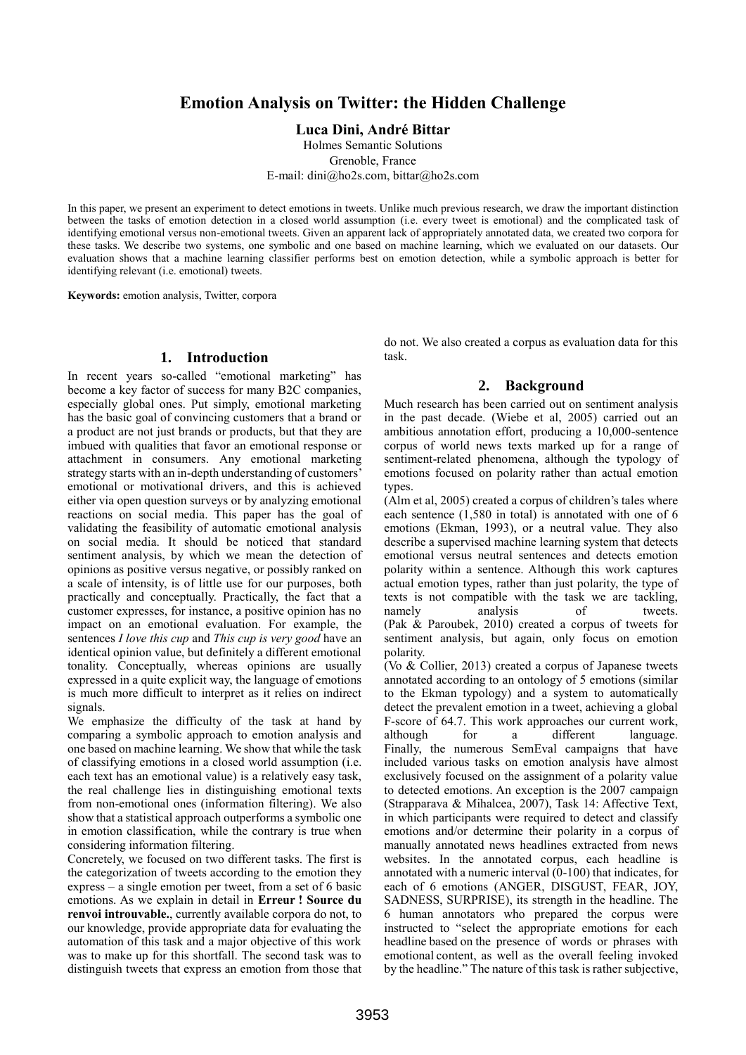# Emotion Analysis on Twitter: the Hidden Challenge

**Luca Dini, André Bittar**

Holmes Semantic Solutions
Grenoble, France
E-mail: dini@ho2s.com, bittar@ho2s.com

In this paper, we present an experiment to detect emotions in tweets. Unlike much previous research, we draw the important distinction between the tasks of emotion detection in a closed world assumption (i.e. every tweet is emotional) and the complicated task of identifying emotional versus non-emotional tweets. Given an apparent lack of appropriately annotated data, we created two corpora for these tasks. We describe two systems, one symbolic and one based on machine learning, which we evaluated on our datasets. Our evaluation shows that a machine learning classifier performs best on emotion detection, while a symbolic approach is better for identifying relevant (i.e. emotional) tweets.

**Keywords:** emotion analysis, Twitter, corpora

## 1. Introduction

In recent years so-called "emotional marketing" has become a key factor of success for many B2C companies, especially global ones. Put simply, emotional marketing has the basic goal of convincing customers that a brand or a product are not just brands or products, but that they are imbued with qualities that favor an emotional response or attachment in consumers. Any emotional marketing strategy starts with an in-depth understanding of customers' emotional or motivational drivers, and this is achieved either via open question surveys or by analyzing emotional reactions on social media. This paper has the goal of validating the feasibility of automatic emotional analysis on social media. It should be noticed that standard sentiment analysis, by which we mean the detection of opinions as positive versus negative, or possibly ranked on a scale of intensity, is of little use for our purposes, both practically and conceptually. Practically, the fact that a customer expresses, for instance, a positive opinion has no impact on an emotional evaluation. For example, the sentences *I love this cup* and *This cup is very good* have an identical opinion value, but definitely a different emotional tonality. Conceptually, whereas opinions are usually expressed in a quite explicit way, the language of emotions is much more difficult to interpret as it relies on indirect signals.

We emphasize the difficulty of the task at hand by comparing a symbolic approach to emotion analysis and one based on machine learning. We show that while the task of classifying emotions in a closed world assumption (i.e. each text has an emotional value) is a relatively easy task, the real challenge lies in distinguishing emotional texts from non-emotional ones (information filtering). We also show that a statistical approach outperforms a symbolic one in emotion classification, while the contrary is true when considering information filtering.

Concretely, we focused on two different tasks. The first is the categorization of tweets according to the emotion they express – a single emotion per tweet, from a set of 6 basic emotions. As we explain in detail in **Erreur ! Source du renvoi introuvable.**, currently available corpora do not, to our knowledge, provide appropriate data for evaluating the automation of this task and a major objective of this work was to make up for this shortfall. The second task was to distinguish tweets that express an emotion from those that do not. We also created a corpus as evaluation data for this task.

## 2. Background

Much research has been carried out on sentiment analysis in the past decade. (Wiebe et al, 2005) carried out an ambitious annotation effort, producing a 10,000-sentence corpus of world news texts marked up for a range of sentiment-related phenomena, although the typology of emotions focused on polarity rather than actual emotion types.

(Alm et al, 2005) created a corpus of children's tales where each sentence (1,580 in total) is annotated with one of 6 emotions (Ekman, 1993), or a neutral value. They also describe a supervised machine learning system that detects emotional versus neutral sentences and detects emotion polarity within a sentence. Although this work captures actual emotion types, rather than just polarity, the type of texts is not compatible with the task we are tackling, namely analysis of tweets.

(Pak & Paroubek, 2010) created a corpus of tweets for sentiment analysis, but again, only focus on emotion polarity.

(Vo & Collier, 2013) created a corpus of Japanese tweets annotated according to an ontology of 5 emotions (similar to the Ekman typology) and a system to automatically detect the prevalent emotion in a tweet, achieving a global F-score of 64.7. This work approaches our current work, although for a different language.

Finally, the numerous SemEval campaigns that have included various tasks on emotion analysis have almost exclusively focused on the assignment of a polarity value to detected emotions. An exception is the 2007 campaign (Strapparava & Mihalcea, 2007), Task 14: Affective Text, in which participants were required to detect and classify emotions and/or determine their polarity in a corpus of manually annotated news headlines extracted from news websites. In the annotated corpus, each headline is annotated with a numeric interval (0-100) that indicates, for each of 6 emotions (ANGER, DISGUST, FEAR, JOY, SADNESS, SURPRISE), its strength in the headline. The 6 human annotators who prepared the corpus were instructed to "select the appropriate emotions for each headline based on the presence of words or phrases with emotional content, as well as the overall feeling invoked by the headline." The nature of this task is rather subjective,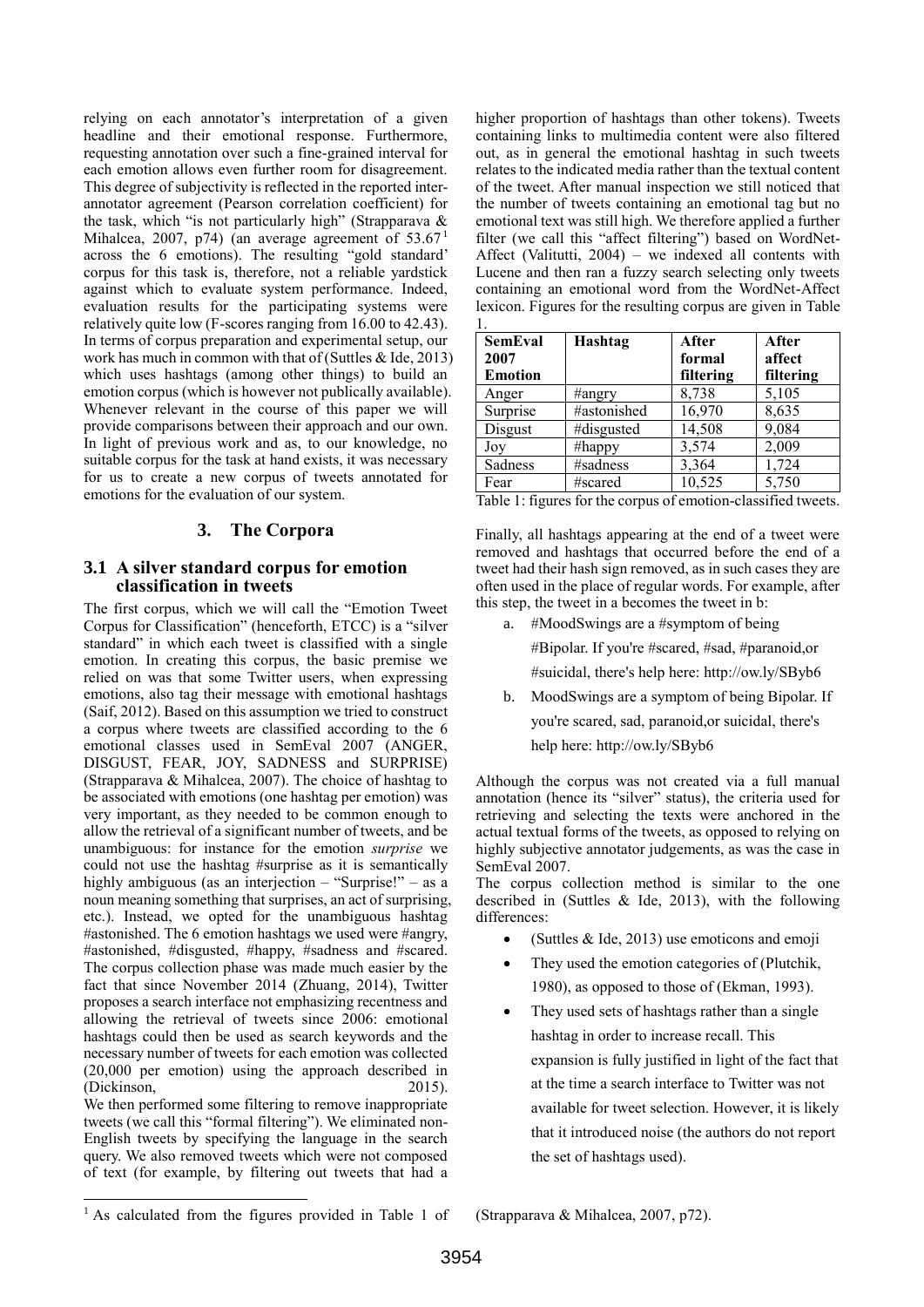relying on each annotator's interpretation of a given headline and their emotional response. Furthermore, requesting annotation over such a fine-grained interval for each emotion allows even further room for disagreement. This degree of subjectivity is reflected in the reported inter-annotator agreement (Pearson correlation coefficient) for the task, which "is not particularly high" (Strapparava & Mihalcea, 2007, p74) (an average agreement of 53.67[1] across the 6 emotions). The resulting "gold standard' corpus for this task is, therefore, not a reliable yardstick against which to evaluate system performance. Indeed, evaluation results for the participating systems were relatively quite low (F-scores ranging from 16.00 to 42.43). In terms of corpus preparation and experimental setup, our work has much in common with that of (Suttles & Ide, 2013) which uses hashtags (among other things) to build an emotion corpus (which is however not publically available). Whenever relevant in the course of this paper we will provide comparisons between their approach and our own. In light of previous work and as, to our knowledge, no suitable corpus for the task at hand exists, it was necessary for us to create a new corpus of tweets annotated for emotions for the evaluation of our system.

## 3. The Corpora

### 3.1 A silver standard corpus for emotion classification in tweets

The first corpus, which we will call the "Emotion Tweet Corpus for Classification" (henceforth, ETCC) is a "silver standard" in which each tweet is classified with a single emotion. In creating this corpus, the basic premise we relied on was that some Twitter users, when expressing emotions, also tag their message with emotional hashtags (Saif, 2012). Based on this assumption we tried to construct a corpus where tweets are classified according to the 6 emotional classes used in SemEval 2007 (ANGER, DISGUST, FEAR, JOY, SADNESS and SURPRISE) (Strapparava & Mihalcea, 2007). The choice of hashtag to be associated with emotions (one hashtag per emotion) was very important, as they needed to be common enough to allow the retrieval of a significant number of tweets, and be unambiguous: for instance for the emotion *surprise* we could not use the hashtag #surprise as it is semantically highly ambiguous (as an interjection – "Surprise!" – as a noun meaning something that surprises, an act of surprising, etc.). Instead, we opted for the unambiguous hashtag #astonished. The 6 emotion hashtags we used were #angry, #astonished, #disgusted, #happy, #sadness and #scared. The corpus collection phase was made much easier by the fact that since November 2014 (Zhuang, 2014), Twitter proposes a search interface not emphasizing recentness and allowing the retrieval of tweets since 2006: emotional hashtags could then be used as search keywords and the necessary number of tweets for each emotion was collected (20,000 per emotion) using the approach described in (Dickinson, 2015).

We then performed some filtering to remove inappropriate tweets (we call this "formal filtering"). We eliminated non-English tweets by specifying the language in the search query. We also removed tweets which were not composed of text (for example, by filtering out tweets that had a higher proportion of hashtags than other tokens). Tweets containing links to multimedia content were also filtered out, as in general the emotional hashtag in such tweets relates to the indicated media rather than the textual content of the tweet. After manual inspection we still noticed that the number of tweets containing an emotional tag but no emotional text was still high. We therefore applied a further filter (we call this "affect filtering") based on WordNet-Affect (Valitutti, 2004) – we indexed all contents with Lucene and then ran a fuzzy search selecting only tweets containing an emotional word from the WordNet-Affect lexicon. Figures for the resulting corpus are given in Table 1.

| SemEval 2007 Emotion | Hashtag | After formal filtering | After affect filtering |
|---|---|---|---|
| Anger | #angry | 8,738 | 5,105 |
| Surprise | #astonished | 16,970 | 8,635 |
| Disgust | #disgusted | 14,508 | 9,084 |
| Joy | #happy | 3,574 | 2,009 |
| Sadness | #sadness | 3,364 | 1,724 |
| Fear | #scared | 10,525 | 5,750 |

Table 1: figures for the corpus of emotion-classified tweets.

Finally, all hashtags appearing at the end of a tweet were removed and hashtags that occurred before the end of a tweet had their hash sign removed, as in such cases they are often used in the place of regular words. For example, after this step, the tweet in a becomes the tweet in b:

a. #MoodSwings are a #symptom of being #Bipolar. If you're #scared, #sad, #paranoid,or #suicidal, there's help here: http://ow.ly/SByb6

b. MoodSwings are a symptom of being Bipolar. If you're scared, sad, paranoid,or suicidal, there's help here: http://ow.ly/SByb6

Although the corpus was not created via a full manual annotation (hence its "silver" status), the criteria used for retrieving and selecting the texts were anchored in the actual textual forms of the tweets, as opposed to relying on highly subjective annotator judgements, as was the case in SemEval 2007.

The corpus collection method is similar to the one described in (Suttles & Ide, 2013), with the following differences:

- (Suttles & Ide, 2013) use emoticons and emoji
- They used the emotion categories of (Plutchik, 1980), as opposed to those of (Ekman, 1993).
- They used sets of hashtags rather than a single hashtag in order to increase recall. This expansion is fully justified in light of the fact that at the time a search interface to Twitter was not available for tweet selection. However, it is likely that it introduced noise (the authors do not report the set of hashtags used).

[1] As calculated from the figures provided in Table 1 of (Strapparava & Mihalcea, 2007, p72).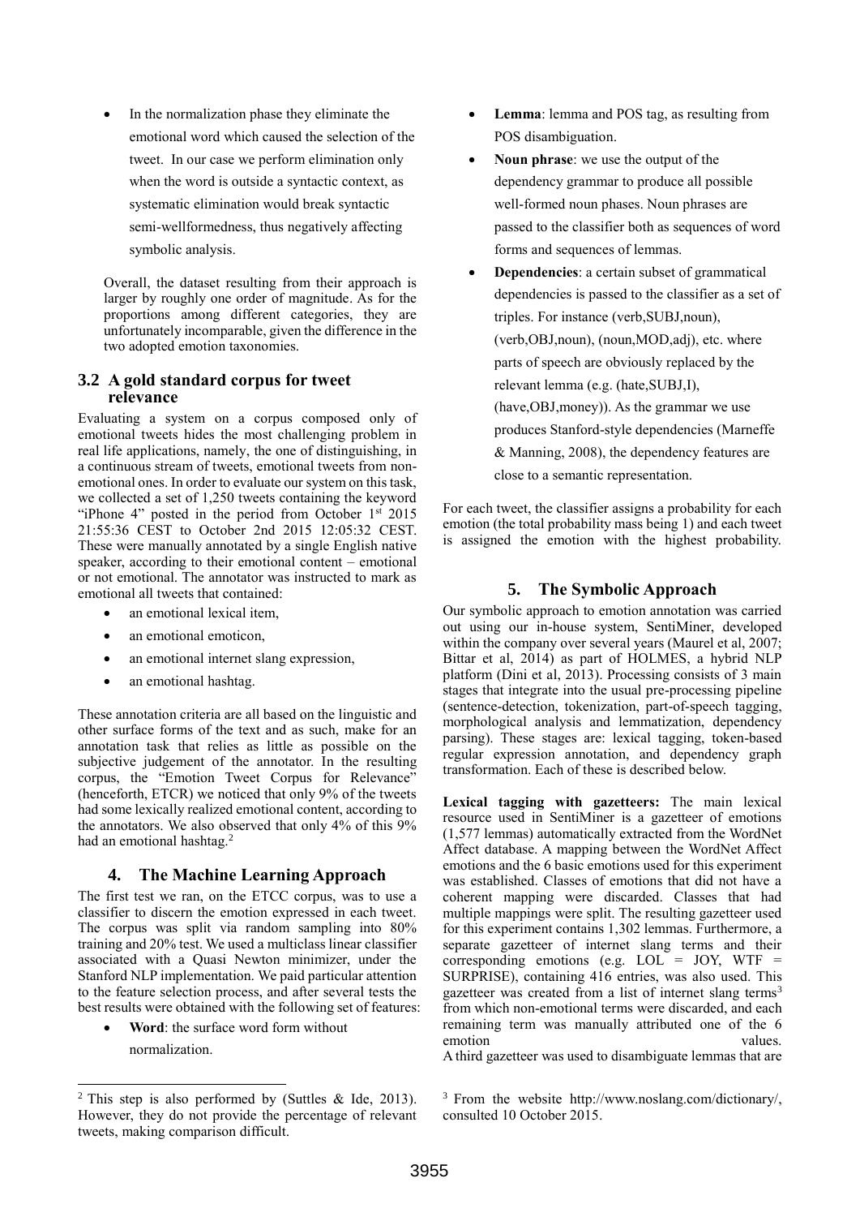- In the normalization phase they eliminate the emotional word which caused the selection of the tweet. In our case we perform elimination only when the word is outside a syntactic context, as systematic elimination would break syntactic semi-wellformedness, thus negatively affecting symbolic analysis.

Overall, the dataset resulting from their approach is larger by roughly one order of magnitude. As for the proportions among different categories, they are unfortunately incomparable, given the difference in the two adopted emotion taxonomies.

### 3.2 A gold standard corpus for tweet relevance

Evaluating a system on a corpus composed only of emotional tweets hides the most challenging problem in real life applications, namely, the one of distinguishing, in a continuous stream of tweets, emotional tweets from non-emotional ones. In order to evaluate our system on this task, we collected a set of 1,250 tweets containing the keyword "iPhone 4" posted in the period from October 1st 2015 21:55:36 CEST to October 2nd 2015 12:05:32 CEST. These were manually annotated by a single English native speaker, according to their emotional content – emotional or not emotional. The annotator was instructed to mark as emotional all tweets that contained:

- an emotional lexical item,
- an emotional emoticon,
- an emotional internet slang expression,
- an emotional hashtag.

These annotation criteria are all based on the linguistic and other surface forms of the text and as such, make for an annotation task that relies as little as possible on the subjective judgement of the annotator. In the resulting corpus, the "Emotion Tweet Corpus for Relevance" (henceforth, ETCR) we noticed that only 9% of the tweets had some lexically realized emotional content, according to the annotators. We also observed that only 4% of this 9% had an emotional hashtag.[2]

## 4. The Machine Learning Approach

The first test we ran, on the ETCC corpus, was to use a classifier to discern the emotion expressed in each tweet. The corpus was split via random sampling into 80% training and 20% test. We used a multiclass linear classifier associated with a Quasi Newton minimizer, under the Stanford NLP implementation. We paid particular attention to the feature selection process, and after several tests the best results were obtained with the following set of features:

- **Word**: the surface word form without normalization.
- **Lemma**: lemma and POS tag, as resulting from POS disambiguation.
- **Noun phrase**: we use the output of the dependency grammar to produce all possible well-formed noun phases. Noun phrases are passed to the classifier both as sequences of word forms and sequences of lemmas.
- **Dependencies**: a certain subset of grammatical dependencies is passed to the classifier as a set of triples. For instance (verb,SUBJ,noun), (verb,OBJ,noun), (noun,MOD,adj), etc. where parts of speech are obviously replaced by the relevant lemma (e.g. (hate,SUBJ,I), (have,OBJ,money)). As the grammar we use produces Stanford-style dependencies (Marneffe & Manning, 2008), the dependency features are close to a semantic representation.

For each tweet, the classifier assigns a probability for each emotion (the total probability mass being 1) and each tweet is assigned the emotion with the highest probability.

## 5. The Symbolic Approach

Our symbolic approach to emotion annotation was carried out using our in-house system, SentiMiner, developed within the company over several years (Maurel et al, 2007; Bittar et al, 2014) as part of HOLMES, a hybrid NLP platform (Dini et al, 2013). Processing consists of 3 main stages that integrate into the usual pre-processing pipeline (sentence-detection, tokenization, part-of-speech tagging, morphological analysis and lemmatization, dependency parsing). These stages are: lexical tagging, token-based regular expression annotation, and dependency graph transformation. Each of these is described below.

**Lexical tagging with gazetteers:** The main lexical resource used in SentiMiner is a gazetteer of emotions (1,577 lemmas) automatically extracted from the WordNet Affect database. A mapping between the WordNet Affect emotions and the 6 basic emotions used for this experiment was established. Classes of emotions that did not have a coherent mapping were discarded. Classes that had multiple mappings were split. The resulting gazetteer used for this experiment contains 1,302 lemmas. Furthermore, a separate gazetteer of internet slang terms and their corresponding emotions (e.g. LOL = JOY, WTF = SURPRISE), containing 416 entries, was also used. This gazetteer was created from a list of internet slang terms[3] from which non-emotional terms were discarded, and each remaining term was manually attributed one of the 6 emotion values.

A third gazetteer was used to disambiguate lemmas that are

---

[2] This step is also performed by (Suttles & Ide, 2013). However, they do not provide the percentage of relevant tweets, making comparison difficult.

[3] From the website http://www.noslang.com/dictionary/, consulted 10 October 2015.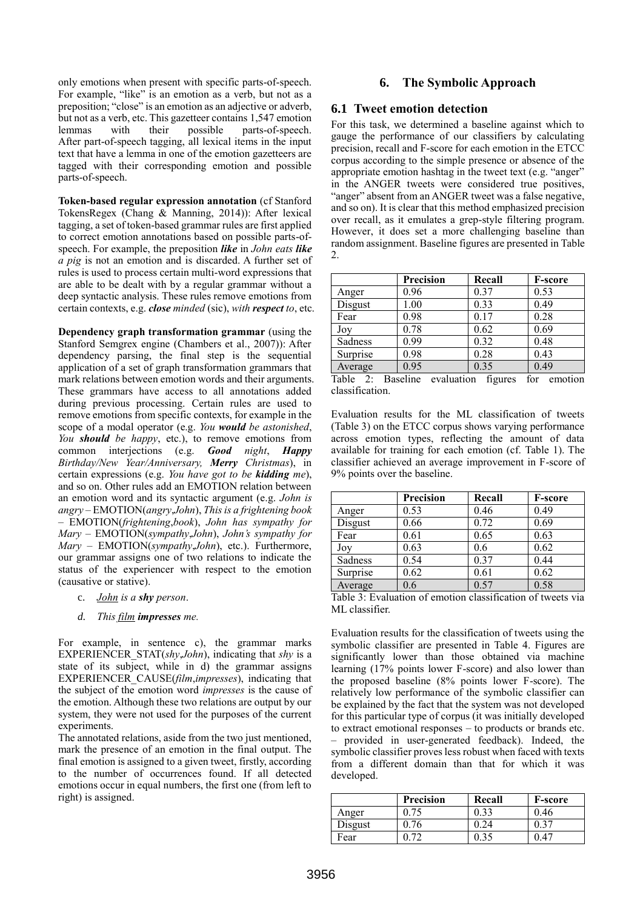only emotions when present with specific parts-of-speech. For example, "like" is an emotion as a verb, but not as a preposition; "close" is an emotion as an adjective or adverb, but not as a verb, etc. This gazetteer contains 1,547 emotion lemmas with their possible parts-of-speech. After part-of-speech tagging, all lexical items in the input text that have a lemma in one of the emotion gazetteers are tagged with their corresponding emotion and possible parts-of-speech.

**Token-based regular expression annotation** (cf Stanford TokensRegex (Chang & Manning, 2014)): After lexical tagging, a set of token-based grammar rules are first applied to correct emotion annotations based on possible parts-of-speech. For example, the preposition ***like*** in *John eats **like** a pig* is not an emotion and is discarded. A further set of rules is used to process certain multi-word expressions that are able to be dealt with by a regular grammar without a deep syntactic analysis. These rules remove emotions from certain contexts, e.g. ***close*** *minded* (sic), *with **respect** to*, etc.

**Dependency graph transformation grammar** (using the Stanford Semgrex engine (Chambers et al., 2007)): After dependency parsing, the final step is the sequential application of a set of graph transformation grammars that mark relations between emotion words and their arguments. These grammars have access to all annotations added during previous processing. Certain rules are used to remove emotions from specific contexts, for example in the scope of a modal operator (e.g. *You **would** be astonished*, *You **should** be happy*, etc.), to remove emotions from common interjections (e.g. ***Good*** *night*, ***Happy*** *Birthday/New Year/Anniversary,* ***Merry*** *Christmas*), in certain expressions (e.g. *You have got to be **kidding** me*), and so on. Other rules add an EMOTION relation between an emotion word and its syntactic argument (e.g. *John is angry* – EMOTION(*angry*,*John*), *This is a frightening book* – EMOTION(*frightening*,*book*), *John has sympathy for Mary* – EMOTION(*sympathy*,*John*), *John's sympathy for Mary* – EMOTION(*sympathy*,*John*), etc.). Furthermore, our grammar assigns one of two relations to indicate the status of the experiencer with respect to the emotion (causative or stative).

c. *<u>John</u> is a **shy** person*.

d. *This <u>film</u> **impresses** me.*

For example, in sentence c), the grammar marks EXPERIENCER_STAT(*shy*,*John*), indicating that *shy* is a state of its subject, while in d) the grammar assigns EXPERIENCER_CAUSE(*film*,*impresses*), indicating that the subject of the emotion word *impresses* is the cause of the emotion. Although these two relations are output by our system, they were not used for the purposes of the current experiments.

The annotated relations, aside from the two just mentioned, mark the presence of an emotion in the final output. The final emotion is assigned to a given tweet, firstly, according to the number of occurrences found. If all detected emotions occur in equal numbers, the first one (from left to right) is assigned.

## 6. The Symbolic Approach

### 6.1 Tweet emotion detection

For this task, we determined a baseline against which to gauge the performance of our classifiers by calculating precision, recall and F-score for each emotion in the ETCC corpus according to the simple presence or absence of the appropriate emotion hashtag in the tweet text (e.g. "anger" in the ANGER tweets were considered true positives, "anger" absent from an ANGER tweet was a false negative, and so on). It is clear that this method emphasized precision over recall, as it emulates a grep-style filtering program. However, it does set a more challenging baseline than random assignment. Baseline figures are presented in Table 2.

| | Precision | Recall | F-score |
|---|---|---|---|
| Anger | 0.96 | 0.37 | 0.53 |
| Disgust | 1.00 | 0.33 | 0.49 |
| Fear | 0.98 | 0.17 | 0.28 |
| Joy | 0.78 | 0.62 | 0.69 |
| Sadness | 0.99 | 0.32 | 0.48 |
| Surprise | 0.98 | 0.28 | 0.43 |
| Average | 0.95 | 0.35 | 0.49 |

Table 2: Baseline evaluation figures for emotion classification.

Evaluation results for the ML classification of tweets (Table 3) on the ETCC corpus shows varying performance across emotion types, reflecting the amount of data available for training for each emotion (cf. Table 1). The classifier achieved an average improvement in F-score of 9% points over the baseline.

| | Precision | Recall | F-score |
|---|---|---|---|
| Anger | 0.53 | 0.46 | 0.49 |
| Disgust | 0.66 | 0.72 | 0.69 |
| Fear | 0.61 | 0.65 | 0.63 |
| Joy | 0.63 | 0.6 | 0.62 |
| Sadness | 0.54 | 0.37 | 0.44 |
| Surprise | 0.62 | 0.61 | 0.62 |
| Average | 0.6 | 0.57 | 0.58 |

Table 3: Evaluation of emotion classification of tweets via ML classifier.

Evaluation results for the classification of tweets using the symbolic classifier are presented in Table 4. Figures are significantly lower than those obtained via machine learning (17% points lower F-score) and also lower than the proposed baseline (8% points lower F-score). The relatively low performance of the symbolic classifier can be explained by the fact that the system was not developed for this particular type of corpus (it was initially developed to extract emotional responses – to products or brands etc. – provided in user-generated feedback). Indeed, the symbolic classifier proves less robust when faced with texts from a different domain than that for which it was developed.

| | Precision | Recall | F-score |
|---|---|---|---|
| Anger | 0.75 | 0.33 | 0.46 |
| Disgust | 0.76 | 0.24 | 0.37 |
| Fear | 0.72 | 0.35 | 0.47 |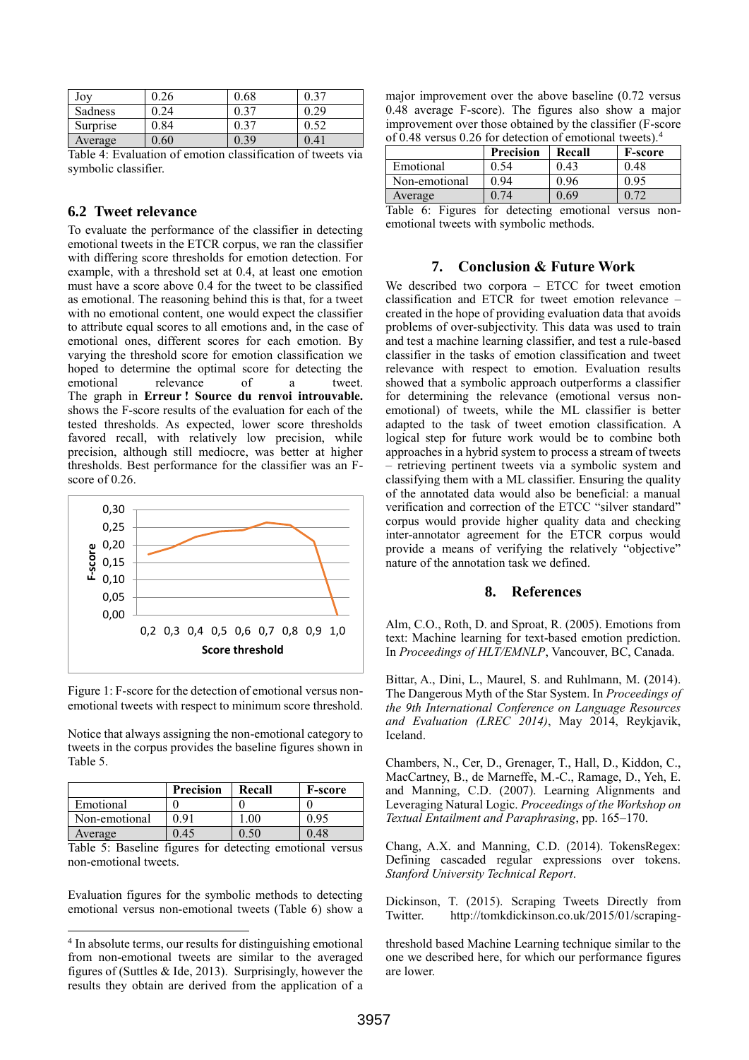| Joy | 0.26 | 0.68 | 0.37 |
|---|---|---|---|
| Sadness | 0.24 | 0.37 | 0.29 |
| Surprise | 0.84 | 0.37 | 0.52 |
| Average | 0.60 | 0.39 | 0.41 |

Table 4: Evaluation of emotion classification of tweets via symbolic classifier.

## 6.2 Tweet relevance

To evaluate the performance of the classifier in detecting emotional tweets in the ETCR corpus, we ran the classifier with differing score thresholds for emotion detection. For example, with a threshold set at 0.4, at least one emotion must have a score above 0.4 for the tweet to be classified as emotional. The reasoning behind this is that, for a tweet with no emotional content, one would expect the classifier to attribute equal scores to all emotions and, in the case of emotional ones, different scores for each emotion. By varying the threshold score for emotion classification we hoped to determine the optimal score for detecting the emotional relevance of a tweet. The graph in **Erreur ! Source du renvoi introuvable.** shows the F-score results of the evaluation for each of the tested thresholds. As expected, lower score thresholds favored recall, with relatively low precision, while precision, although still mediocre, was better at higher thresholds. Best performance for the classifier was an F-score of 0.26.

Figure 1: F-score for the detection of emotional versus non-emotional tweets with respect to minimum score threshold.

Notice that always assigning the non-emotional category to tweets in the corpus provides the baseline figures shown in Table 5.

| | Precision | Recall | F-score |
|---|---|---|---|
| Emotional | 0 | 0 | 0 |
| Non-emotional | 0.91 | 1.00 | 0.95 |
| Average | 0.45 | 0.50 | 0.48 |

Table 5: Baseline figures for detecting emotional versus non-emotional tweets.

Evaluation figures for the symbolic methods to detecting emotional versus non-emotional tweets (Table 6) show a major improvement over the above baseline (0.72 versus 0.48 average F-score). The figures also show a major improvement over those obtained by the classifier (F-score of 0.48 versus 0.26 for detection of emotional tweets).[4]

| | Precision | Recall | F-score |
|---|---|---|---|
| Emotional | 0.54 | 0.43 | 0.48 |
| Non-emotional | 0.94 | 0.96 | 0.95 |
| Average | 0.74 | 0.69 | 0.72 |

Table 6: Figures for detecting emotional versus non-emotional tweets with symbolic methods.

## 7. Conclusion & Future Work

We described two corpora – ETCC for tweet emotion classification and ETCR for tweet emotion relevance – created in the hope of providing evaluation data that avoids problems of over-subjectivity. This data was used to train and test a machine learning classifier, and test a rule-based classifier in the tasks of emotion classification and tweet relevance with respect to emotion. Evaluation results showed that a symbolic approach outperforms a classifier for determining the relevance (emotional versus non-emotional) of tweets, while the ML classifier is better adapted to the task of tweet emotion classification. A logical step for future work would be to combine both approaches in a hybrid system to process a stream of tweets – retrieving pertinent tweets via a symbolic system and classifying them with a ML classifier. Ensuring the quality of the annotated data would also be beneficial: a manual verification and correction of the ETCC "silver standard" corpus would provide higher quality data and checking inter-annotator agreement for the ETCR corpus would provide a means of verifying the relatively "objective" nature of the annotation task we defined.

## 8. References

Alm, C.O., Roth, D. and Sproat, R. (2005). Emotions from text: Machine learning for text-based emotion prediction. In *Proceedings of HLT/EMNLP*, Vancouver, BC, Canada.

Bittar, A., Dini, L., Maurel, S. and Ruhlmann, M. (2014). The Dangerous Myth of the Star System. In *Proceedings of the 9th International Conference on Language Resources and Evaluation (LREC 2014)*, May 2014, Reykjavik, Iceland.

Chambers, N., Cer, D., Grenager, T., Hall, D., Kiddon, C., MacCartney, B., de Marneffe, M.-C., Ramage, D., Yeh, E. and Manning, C.D. (2007). Learning Alignments and Leveraging Natural Logic. *Proceedings of the Workshop on Textual Entailment and Paraphrasing*, pp. 165–170.

Chang, A.X. and Manning, C.D. (2014). TokensRegex: Defining cascaded regular expressions over tokens. *Stanford University Technical Report*.

Dickinson, T. (2015). Scraping Tweets Directly from Twitter. http://tomkdickinson.co.uk/2015/01/scraping-

---

[4] In absolute terms, our results for distinguishing emotional from non-emotional tweets are similar to the averaged figures of (Suttles & Ide, 2013). Surprisingly, however the results they obtain are derived from the application of a threshold based Machine Learning technique similar to the one we described here, for which our performance figures are lower.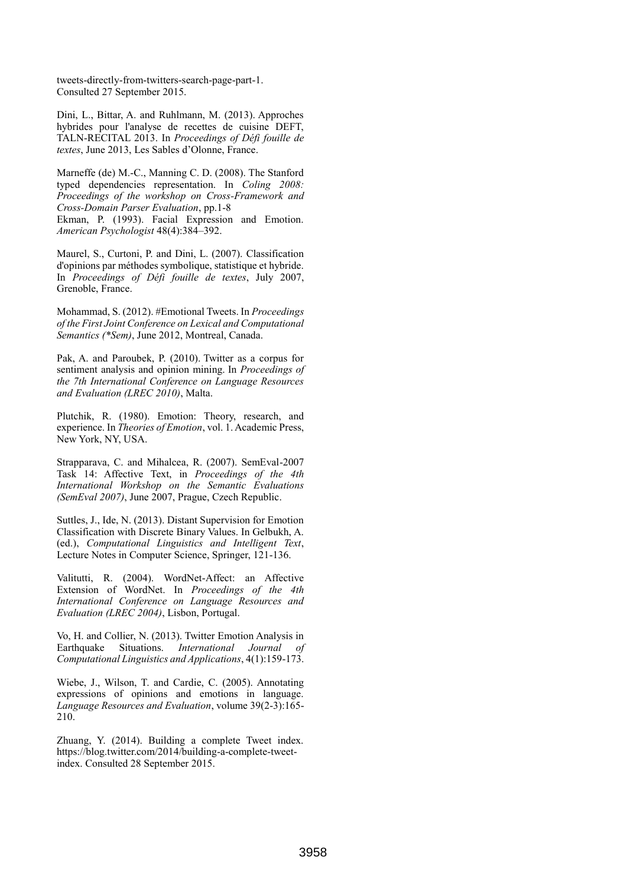tweets-directly-from-twitters-search-page-part-1. Consulted 27 September 2015.

Dini, L., Bittar, A. and Ruhlmann, M. (2013). Approches hybrides pour l'analyse de recettes de cuisine DEFT, TALN-RECITAL 2013. In *Proceedings of Défi fouille de textes*, June 2013, Les Sables d'Olonne, France.

Marneffe (de) M.-C., Manning C. D. (2008). The Stanford typed dependencies representation. In *Coling 2008: Proceedings of the workshop on Cross-Framework and Cross-Domain Parser Evaluation*, pp.1-8

Ekman, P. (1993). Facial Expression and Emotion. *American Psychologist* 48(4):384–392.

Maurel, S., Curtoni, P. and Dini, L. (2007). Classification d'opinions par méthodes symbolique, statistique et hybride. In *Proceedings of Défi fouille de textes*, July 2007, Grenoble, France.

Mohammad, S. (2012). #Emotional Tweets. In *Proceedings of the First Joint Conference on Lexical and Computational Semantics (*Sem)*, June 2012, Montreal, Canada.

Pak, A. and Paroubek, P. (2010). Twitter as a corpus for sentiment analysis and opinion mining. In *Proceedings of the 7th International Conference on Language Resources and Evaluation (LREC 2010)*, Malta.

Plutchik, R. (1980). Emotion: Theory, research, and experience. In *Theories of Emotion*, vol. 1. Academic Press, New York, NY, USA.

Strapparava, C. and Mihalcea, R. (2007). SemEval-2007 Task 14: Affective Text, in *Proceedings of the 4th International Workshop on the Semantic Evaluations (SemEval 2007)*, June 2007, Prague, Czech Republic.

Suttles, J., Ide, N. (2013). Distant Supervision for Emotion Classification with Discrete Binary Values. In Gelbukh, A. (ed.), *Computational Linguistics and Intelligent Text*, Lecture Notes in Computer Science, Springer, 121-136.

Valitutti, R. (2004). WordNet-Affect: an Affective Extension of WordNet. In *Proceedings of the 4th International Conference on Language Resources and Evaluation (LREC 2004)*, Lisbon, Portugal.

Vo, H. and Collier, N. (2013). Twitter Emotion Analysis in Earthquake Situations. *International Journal of Computational Linguistics and Applications*, 4(1):159-173.

Wiebe, J., Wilson, T. and Cardie, C. (2005). Annotating expressions of opinions and emotions in language. *Language Resources and Evaluation*, volume 39(2-3):165-210.

Zhuang, Y. (2014). Building a complete Tweet index. https://blog.twitter.com/2014/building-a-complete-tweet-index. Consulted 28 September 2015.